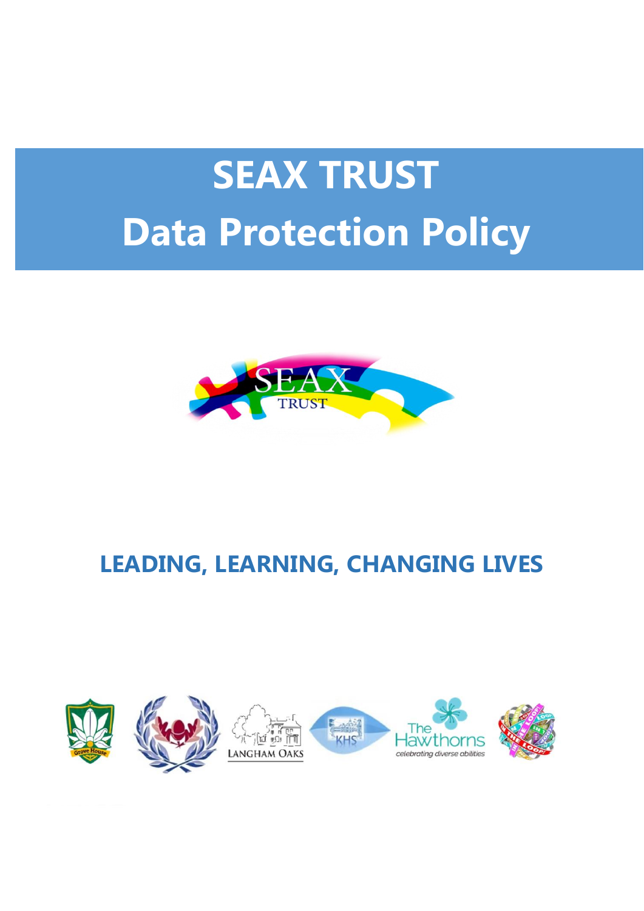# SEAX TRUST

# Data Protection Policy

**LEADING, LEARNING, CHANGING LIVES**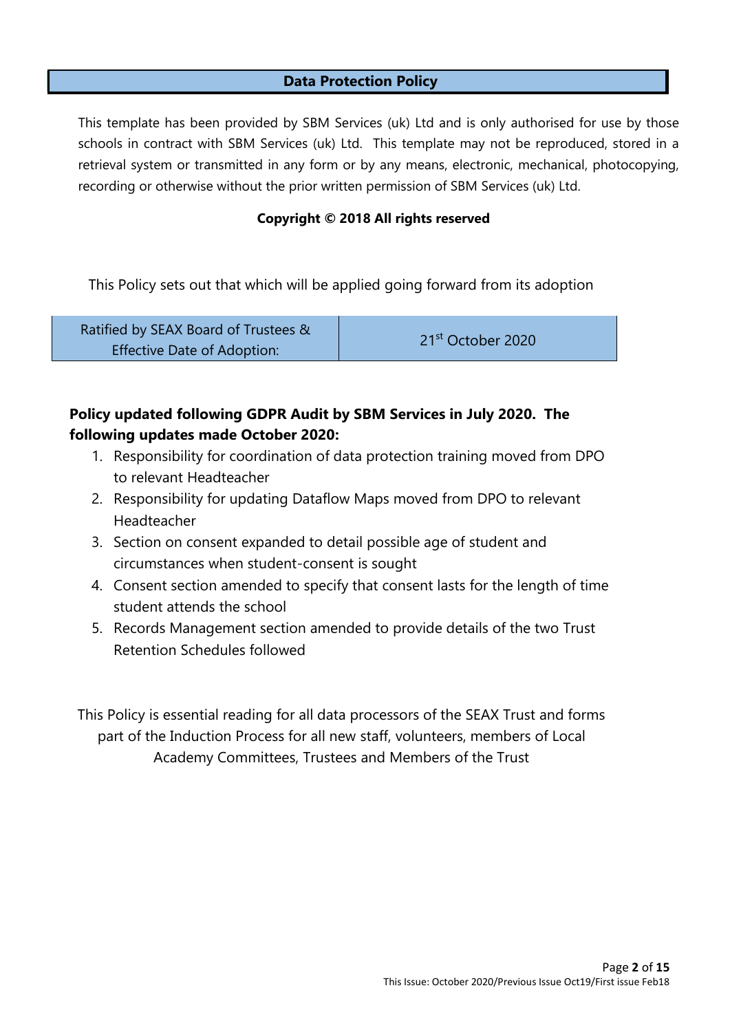# Data Protection Policy

This template has been provided by SBM Services (uk) Ltd and is only authorised for use by those schools in contract with SBM Services (uk) Ltd. This template may not be reproduced, stored in a retrieval system or transmitted in any form or by any means, electronic, mechanical, photocopying, recording or otherwise without the prior written permission of SBM Services (uk) Ltd.

**Copyright © 2018 All rights reserved**

This Policy sets out that which will be applied going forward from its adoption

| Ratified by SEAX Board of Trustees & Effective Date of Adoption: | 21st October 2020 |
|---|---|

**Policy updated following GDPR Audit by SBM Services in July 2020. The following updates made October 2020:**

1. Responsibility for coordination of data protection training moved from DPO to relevant Headteacher
2. Responsibility for updating Dataflow Maps moved from DPO to relevant Headteacher
3. Section on consent expanded to detail possible age of student and circumstances when student-consent is sought
4. Consent section amended to specify that consent lasts for the length of time student attends the school
5. Records Management section amended to provide details of the two Trust Retention Schedules followed

This Policy is essential reading for all data processors of the SEAX Trust and forms part of the Induction Process for all new staff, volunteers, members of Local Academy Committees, Trustees and Members of the Trust

This Issue: October 2020/Previous Issue Oct19/First issue Feb18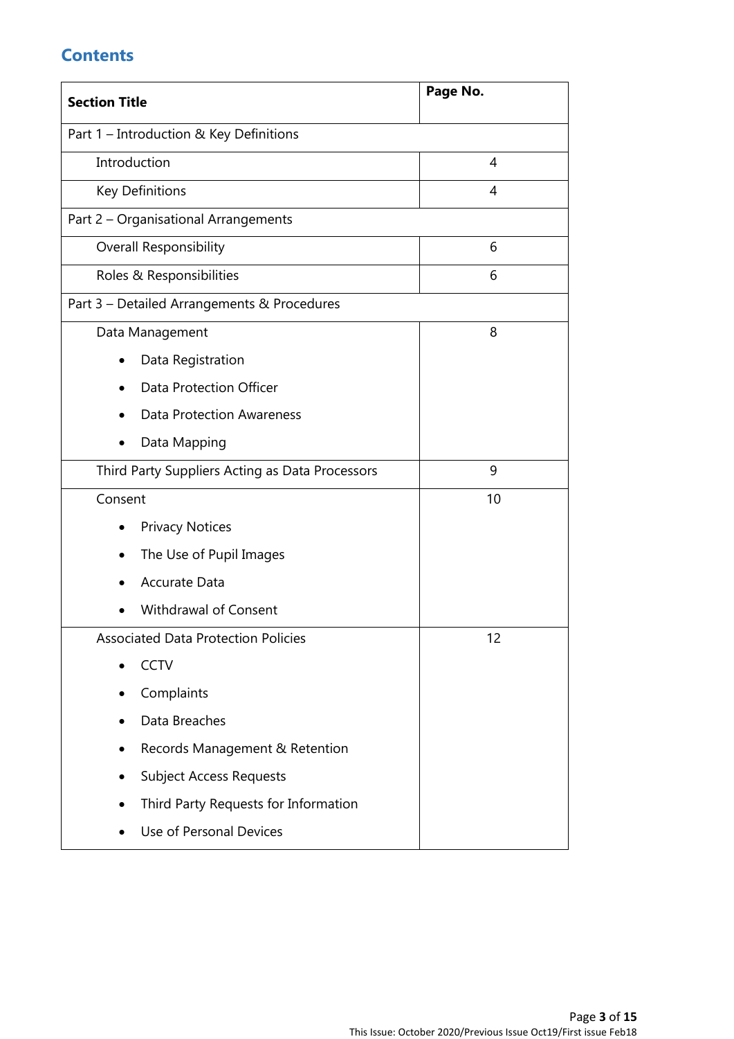## Contents

| Section Title | Page No. |
|---|---|
| Part 1 – Introduction & Key Definitions | |
| Introduction | 4 |
| Key Definitions | 4 |
| Part 2 – Organisational Arrangements | |
| Overall Responsibility | 6 |
| Roles & Responsibilities | 6 |
| Part 3 – Detailed Arrangements & Procedures | |
| Data Management<br>• Data Registration<br>• Data Protection Officer<br>• Data Protection Awareness<br>• Data Mapping | 8 |
| Third Party Suppliers Acting as Data Processors | 9 |
| Consent<br>• Privacy Notices<br>• The Use of Pupil Images<br>• Accurate Data<br>• Withdrawal of Consent | 10 |
| Associated Data Protection Policies<br>• CCTV<br>• Complaints<br>• Data Breaches<br>• Records Management & Retention<br>• Subject Access Requests<br>• Third Party Requests for Information<br>• Use of Personal Devices | 12 |

This Issue: October 2020/Previous Issue Oct19/First issue Feb18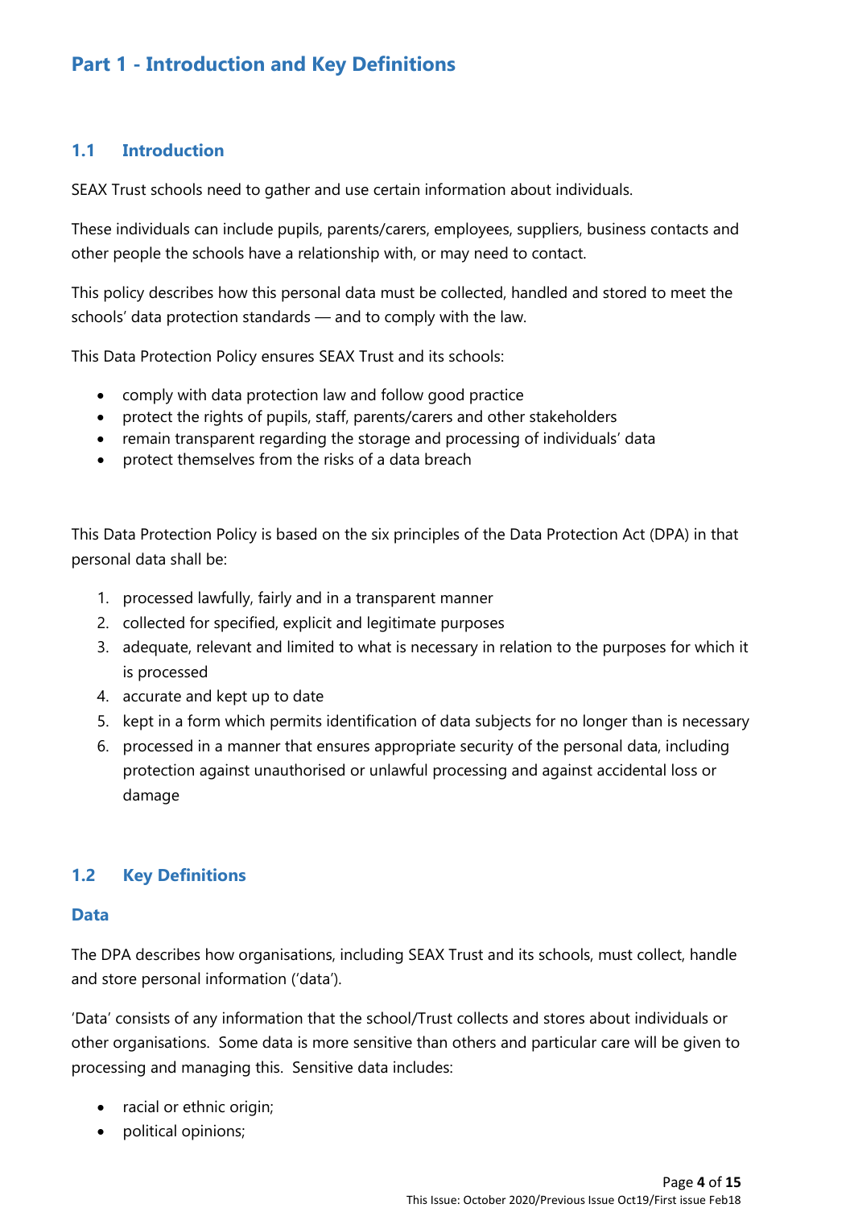## Part 1 - Introduction and Key Definitions

### 1.1 Introduction

SEAX Trust schools need to gather and use certain information about individuals.

These individuals can include pupils, parents/carers, employees, suppliers, business contacts and other people the schools have a relationship with, or may need to contact.

This policy describes how this personal data must be collected, handled and stored to meet the schools' data protection standards — and to comply with the law.

This Data Protection Policy ensures SEAX Trust and its schools:

- comply with data protection law and follow good practice
- protect the rights of pupils, staff, parents/carers and other stakeholders
- remain transparent regarding the storage and processing of individuals' data
- protect themselves from the risks of a data breach

This Data Protection Policy is based on the six principles of the Data Protection Act (DPA) in that personal data shall be:

1. processed lawfully, fairly and in a transparent manner
2. collected for specified, explicit and legitimate purposes
3. adequate, relevant and limited to what is necessary in relation to the purposes for which it is processed
4. accurate and kept up to date
5. kept in a form which permits identification of data subjects for no longer than is necessary
6. processed in a manner that ensures appropriate security of the personal data, including protection against unauthorised or unlawful processing and against accidental loss or damage

### 1.2 Key Definitions

#### Data

The DPA describes how organisations, including SEAX Trust and its schools, must collect, handle and store personal information ('data').

'Data' consists of any information that the school/Trust collects and stores about individuals or other organisations. Some data is more sensitive than others and particular care will be given to processing and managing this. Sensitive data includes:

- racial or ethnic origin;
- political opinions;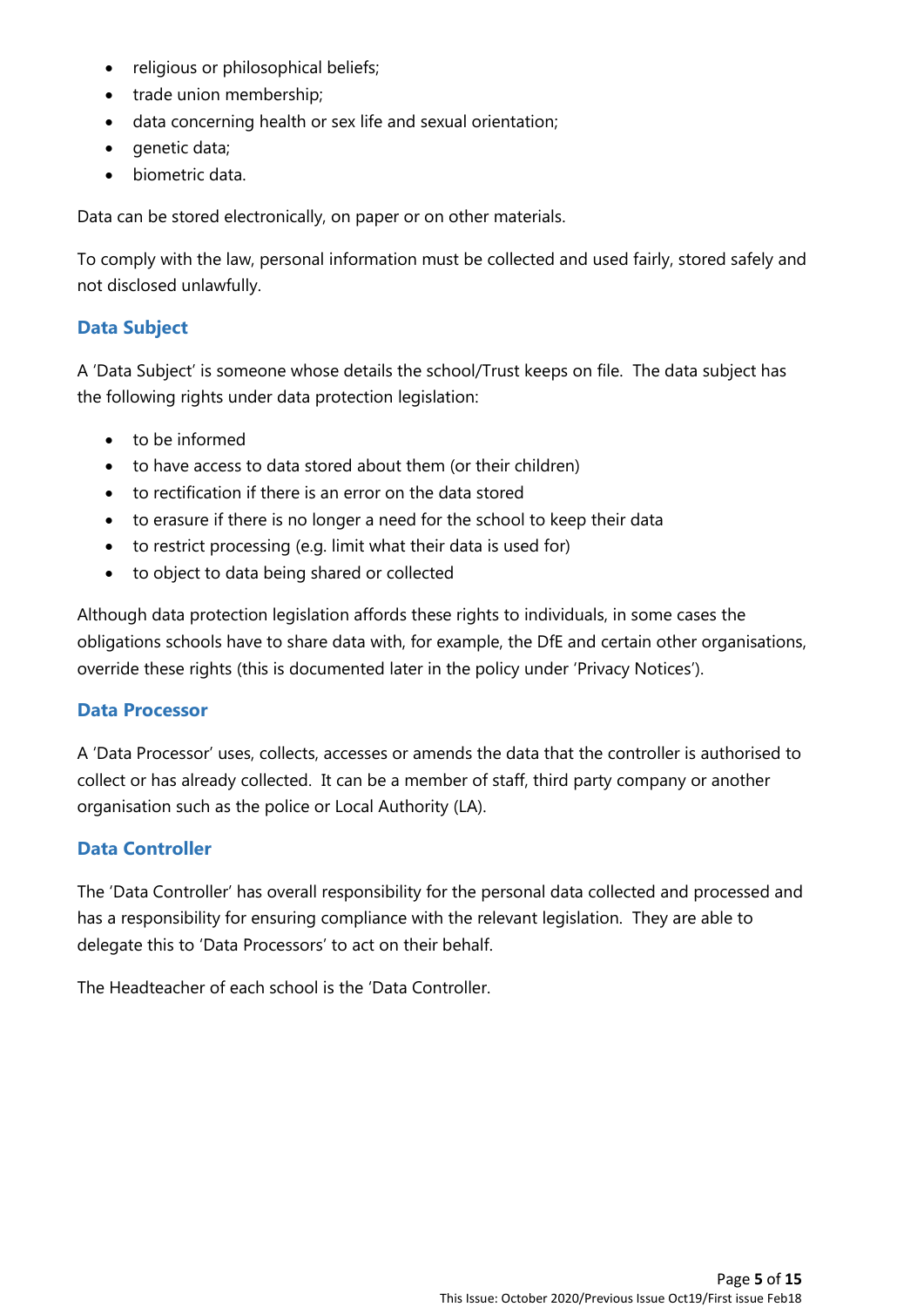- religious or philosophical beliefs;
- trade union membership;
- data concerning health or sex life and sexual orientation;
- genetic data;
- biometric data.

Data can be stored electronically, on paper or on other materials.

To comply with the law, personal information must be collected and used fairly, stored safely and not disclosed unlawfully.

## Data Subject

A 'Data Subject' is someone whose details the school/Trust keeps on file. The data subject has the following rights under data protection legislation:

- to be informed
- to have access to data stored about them (or their children)
- to rectification if there is an error on the data stored
- to erasure if there is no longer a need for the school to keep their data
- to restrict processing (e.g. limit what their data is used for)
- to object to data being shared or collected

Although data protection legislation affords these rights to individuals, in some cases the obligations schools have to share data with, for example, the DfE and certain other organisations, override these rights (this is documented later in the policy under 'Privacy Notices').

## Data Processor

A 'Data Processor' uses, collects, accesses or amends the data that the controller is authorised to collect or has already collected. It can be a member of staff, third party company or another organisation such as the police or Local Authority (LA).

## Data Controller

The 'Data Controller' has overall responsibility for the personal data collected and processed and has a responsibility for ensuring compliance with the relevant legislation. They are able to delegate this to 'Data Processors' to act on their behalf.

The Headteacher of each school is the 'Data Controller.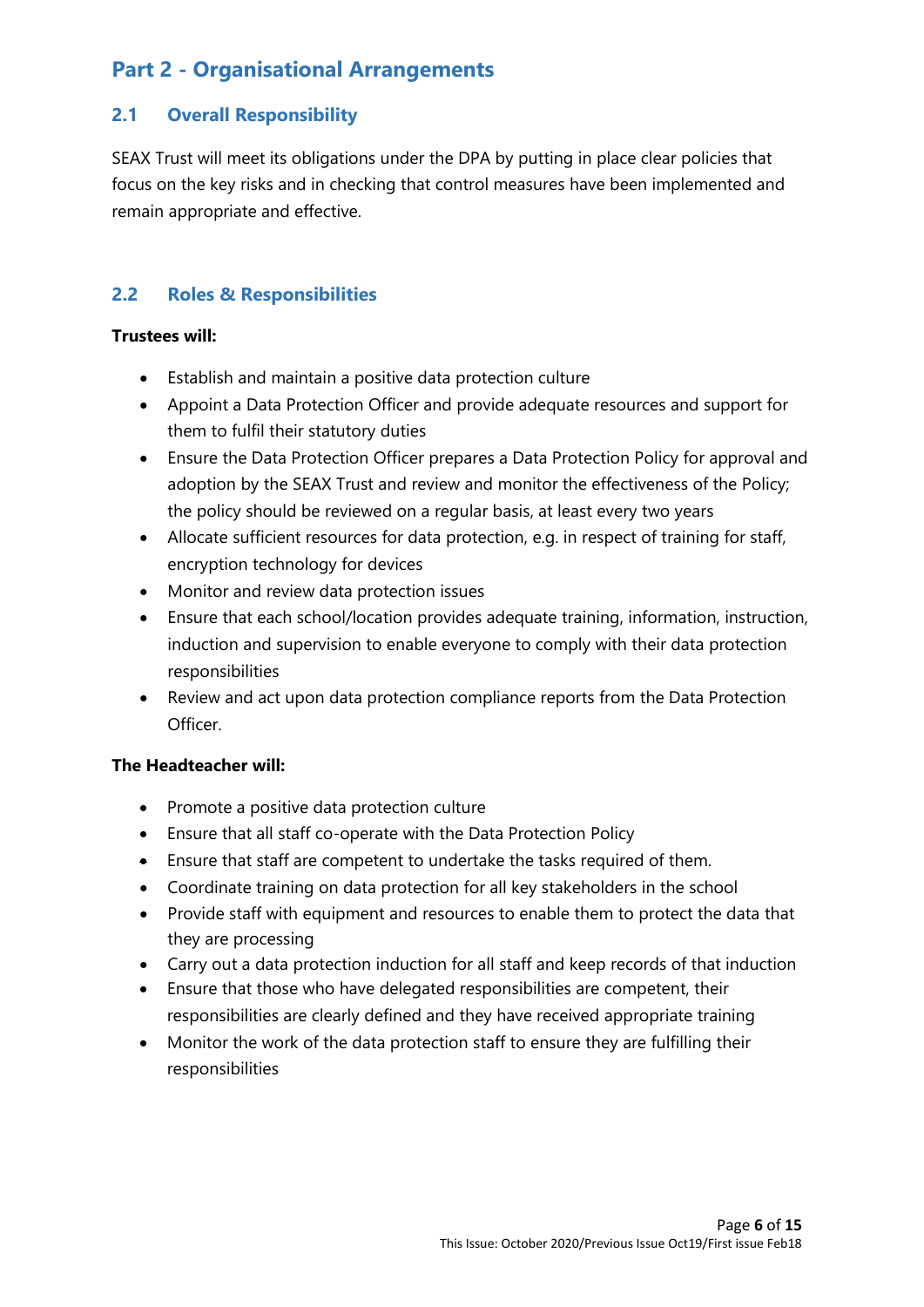# Part 2 - Organisational Arrangements

## 2.1 Overall Responsibility

SEAX Trust will meet its obligations under the DPA by putting in place clear policies that focus on the key risks and in checking that control measures have been implemented and remain appropriate and effective.

## 2.2 Roles & Responsibilities

**Trustees will:**

- Establish and maintain a positive data protection culture
- Appoint a Data Protection Officer and provide adequate resources and support for them to fulfil their statutory duties
- Ensure the Data Protection Officer prepares a Data Protection Policy for approval and adoption by the SEAX Trust and review and monitor the effectiveness of the Policy; the policy should be reviewed on a regular basis, at least every two years
- Allocate sufficient resources for data protection, e.g. in respect of training for staff, encryption technology for devices
- Monitor and review data protection issues
- Ensure that each school/location provides adequate training, information, instruction, induction and supervision to enable everyone to comply with their data protection responsibilities
- Review and act upon data protection compliance reports from the Data Protection Officer.

**The Headteacher will:**

- Promote a positive data protection culture
- Ensure that all staff co-operate with the Data Protection Policy
- Ensure that staff are competent to undertake the tasks required of them.
- Coordinate training on data protection for all key stakeholders in the school
- Provide staff with equipment and resources to enable them to protect the data that they are processing
- Carry out a data protection induction for all staff and keep records of that induction
- Ensure that those who have delegated responsibilities are competent, their responsibilities are clearly defined and they have received appropriate training
- Monitor the work of the data protection staff to ensure they are fulfilling their responsibilities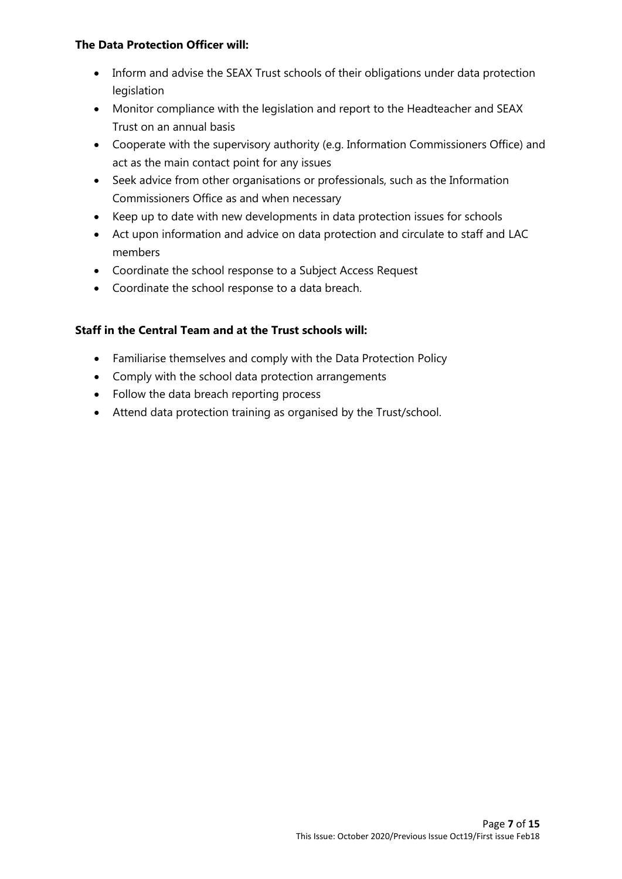**The Data Protection Officer will:**

- Inform and advise the SEAX Trust schools of their obligations under data protection legislation
- Monitor compliance with the legislation and report to the Headteacher and SEAX Trust on an annual basis
- Cooperate with the supervisory authority (e.g. Information Commissioners Office) and act as the main contact point for any issues
- Seek advice from other organisations or professionals, such as the Information Commissioners Office as and when necessary
- Keep up to date with new developments in data protection issues for schools
- Act upon information and advice on data protection and circulate to staff and LAC members
- Coordinate the school response to a Subject Access Request
- Coordinate the school response to a data breach.

**Staff in the Central Team and at the Trust schools will:**

- Familiarise themselves and comply with the Data Protection Policy
- Comply with the school data protection arrangements
- Follow the data breach reporting process
- Attend data protection training as organised by the Trust/school.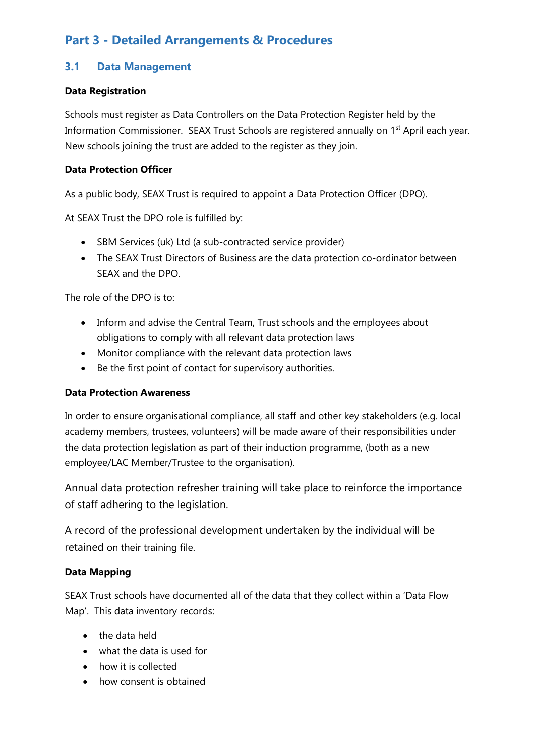## Part 3 - Detailed Arrangements & Procedures

### 3.1 Data Management

**Data Registration**

Schools must register as Data Controllers on the Data Protection Register held by the Information Commissioner. SEAX Trust Schools are registered annually on 1st April each year. New schools joining the trust are added to the register as they join.

**Data Protection Officer**

As a public body, SEAX Trust is required to appoint a Data Protection Officer (DPO).

At SEAX Trust the DPO role is fulfilled by:

- SBM Services (uk) Ltd (a sub-contracted service provider)
- The SEAX Trust Directors of Business are the data protection co-ordinator between SEAX and the DPO.

The role of the DPO is to:

- Inform and advise the Central Team, Trust schools and the employees about obligations to comply with all relevant data protection laws
- Monitor compliance with the relevant data protection laws
- Be the first point of contact for supervisory authorities.

**Data Protection Awareness**

In order to ensure organisational compliance, all staff and other key stakeholders (e.g. local academy members, trustees, volunteers) will be made aware of their responsibilities under the data protection legislation as part of their induction programme, (both as a new employee/LAC Member/Trustee to the organisation).

Annual data protection refresher training will take place to reinforce the importance of staff adhering to the legislation.

A record of the professional development undertaken by the individual will be retained on their training file.

**Data Mapping**

SEAX Trust schools have documented all of the data that they collect within a 'Data Flow Map'. This data inventory records:

- the data held
- what the data is used for
- how it is collected
- how consent is obtained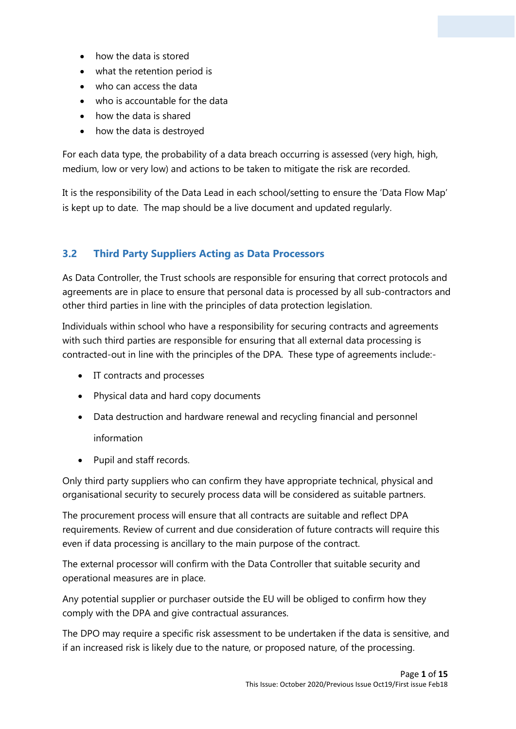- how the data is stored
- what the retention period is
- who can access the data
- who is accountable for the data
- how the data is shared
- how the data is destroyed

For each data type, the probability of a data breach occurring is assessed (very high, high, medium, low or very low) and actions to be taken to mitigate the risk are recorded.

It is the responsibility of the Data Lead in each school/setting to ensure the 'Data Flow Map' is kept up to date. The map should be a live document and updated regularly.

### 3.2 Third Party Suppliers Acting as Data Processors

As Data Controller, the Trust schools are responsible for ensuring that correct protocols and agreements are in place to ensure that personal data is processed by all sub-contractors and other third parties in line with the principles of data protection legislation.

Individuals within school who have a responsibility for securing contracts and agreements with such third parties are responsible for ensuring that all external data processing is contracted-out in line with the principles of the DPA. These type of agreements include:-

- IT contracts and processes
- Physical data and hard copy documents
- Data destruction and hardware renewal and recycling financial and personnel information
- Pupil and staff records.

Only third party suppliers who can confirm they have appropriate technical, physical and organisational security to securely process data will be considered as suitable partners.

The procurement process will ensure that all contracts are suitable and reflect DPA requirements. Review of current and due consideration of future contracts will require this even if data processing is ancillary to the main purpose of the contract.

The external processor will confirm with the Data Controller that suitable security and operational measures are in place.

Any potential supplier or purchaser outside the EU will be obliged to confirm how they comply with the DPA and give contractual assurances.

The DPO may require a specific risk assessment to be undertaken if the data is sensitive, and if an increased risk is likely due to the nature, or proposed nature, of the processing.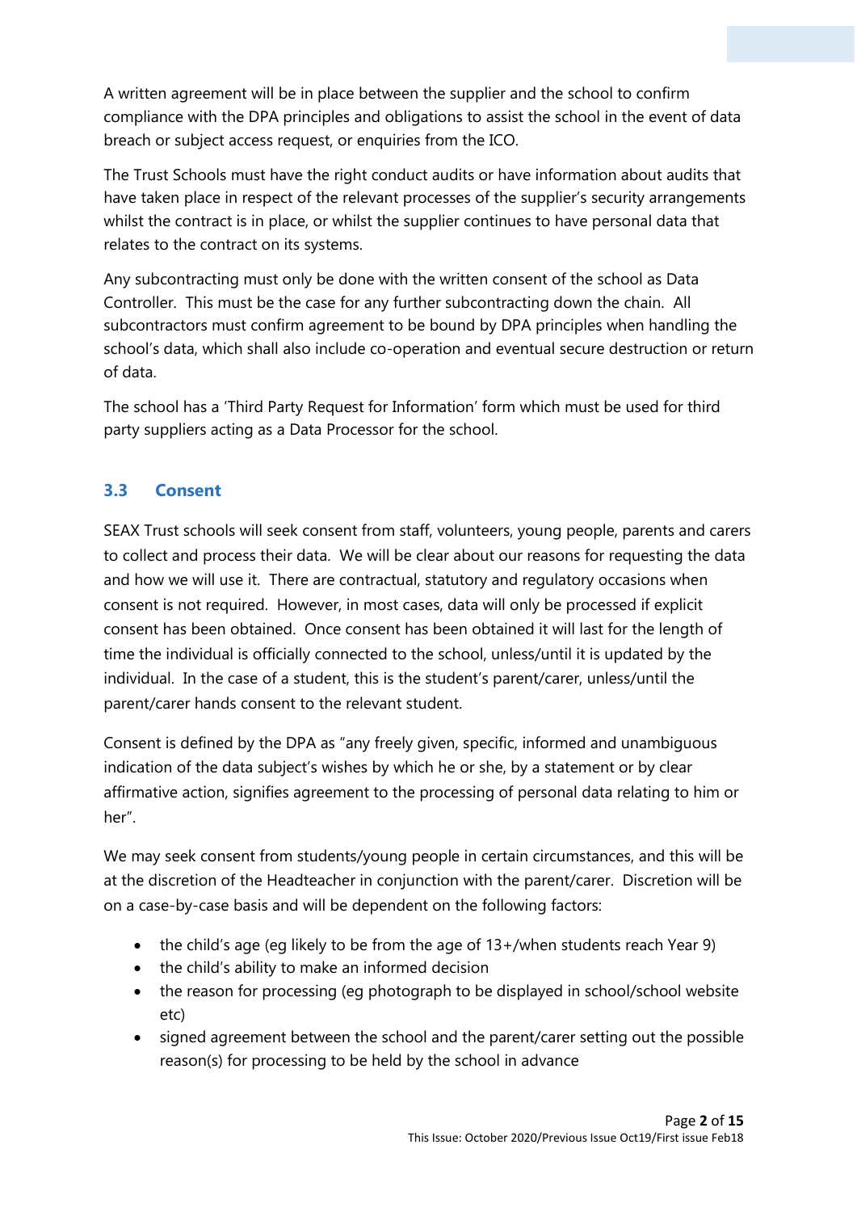A written agreement will be in place between the supplier and the school to confirm compliance with the DPA principles and obligations to assist the school in the event of data breach or subject access request, or enquiries from the ICO.

The Trust Schools must have the right conduct audits or have information about audits that have taken place in respect of the relevant processes of the supplier's security arrangements whilst the contract is in place, or whilst the supplier continues to have personal data that relates to the contract on its systems.

Any subcontracting must only be done with the written consent of the school as Data Controller. This must be the case for any further subcontracting down the chain. All subcontractors must confirm agreement to be bound by DPA principles when handling the school's data, which shall also include co-operation and eventual secure destruction or return of data.

The school has a 'Third Party Request for Information' form which must be used for third party suppliers acting as a Data Processor for the school.

### 3.3 Consent

SEAX Trust schools will seek consent from staff, volunteers, young people, parents and carers to collect and process their data. We will be clear about our reasons for requesting the data and how we will use it. There are contractual, statutory and regulatory occasions when consent is not required. However, in most cases, data will only be processed if explicit consent has been obtained. Once consent has been obtained it will last for the length of time the individual is officially connected to the school, unless/until it is updated by the individual. In the case of a student, this is the student's parent/carer, unless/until the parent/carer hands consent to the relevant student.

Consent is defined by the DPA as "any freely given, specific, informed and unambiguous indication of the data subject's wishes by which he or she, by a statement or by clear affirmative action, signifies agreement to the processing of personal data relating to him or her".

We may seek consent from students/young people in certain circumstances, and this will be at the discretion of the Headteacher in conjunction with the parent/carer. Discretion will be on a case-by-case basis and will be dependent on the following factors:

- the child's age (eg likely to be from the age of 13+/when students reach Year 9)
- the child's ability to make an informed decision
- the reason for processing (eg photograph to be displayed in school/school website etc)
- signed agreement between the school and the parent/carer setting out the possible reason(s) for processing to be held by the school in advance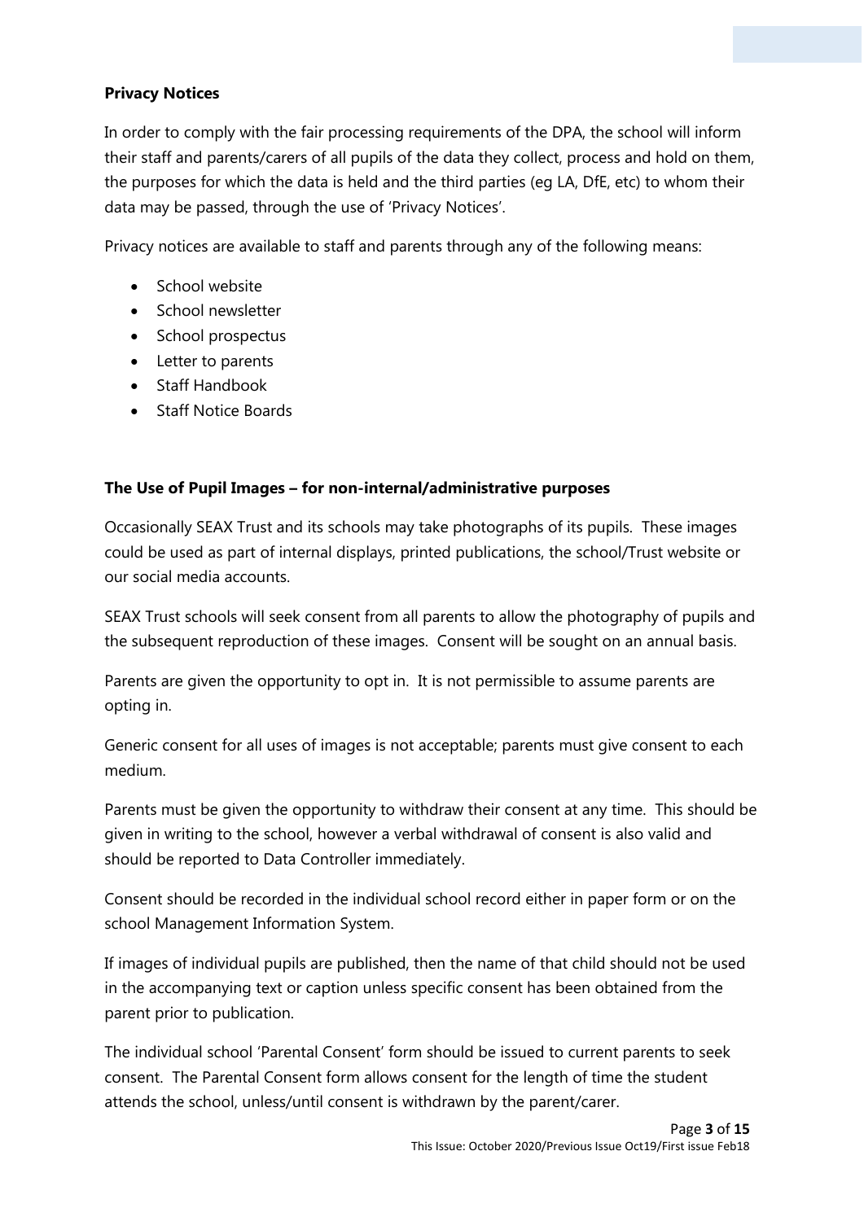**Privacy Notices**

In order to comply with the fair processing requirements of the DPA, the school will inform their staff and parents/carers of all pupils of the data they collect, process and hold on them, the purposes for which the data is held and the third parties (eg LA, DfE, etc) to whom their data may be passed, through the use of 'Privacy Notices'.

Privacy notices are available to staff and parents through any of the following means:

- School website
- School newsletter
- School prospectus
- Letter to parents
- Staff Handbook
- Staff Notice Boards

**The Use of Pupil Images – for non-internal/administrative purposes**

Occasionally SEAX Trust and its schools may take photographs of its pupils. These images could be used as part of internal displays, printed publications, the school/Trust website or our social media accounts.

SEAX Trust schools will seek consent from all parents to allow the photography of pupils and the subsequent reproduction of these images. Consent will be sought on an annual basis.

Parents are given the opportunity to opt in. It is not permissible to assume parents are opting in.

Generic consent for all uses of images is not acceptable; parents must give consent to each medium.

Parents must be given the opportunity to withdraw their consent at any time. This should be given in writing to the school, however a verbal withdrawal of consent is also valid and should be reported to Data Controller immediately.

Consent should be recorded in the individual school record either in paper form or on the school Management Information System.

If images of individual pupils are published, then the name of that child should not be used in the accompanying text or caption unless specific consent has been obtained from the parent prior to publication.

The individual school 'Parental Consent' form should be issued to current parents to seek consent. The Parental Consent form allows consent for the length of time the student attends the school, unless/until consent is withdrawn by the parent/carer.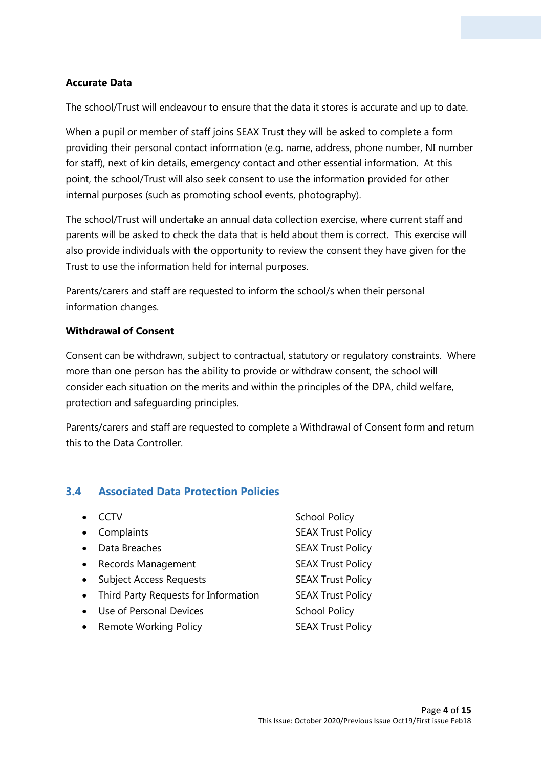**Accurate Data**

The school/Trust will endeavour to ensure that the data it stores is accurate and up to date.

When a pupil or member of staff joins SEAX Trust they will be asked to complete a form providing their personal contact information (e.g. name, address, phone number, NI number for staff), next of kin details, emergency contact and other essential information. At this point, the school/Trust will also seek consent to use the information provided for other internal purposes (such as promoting school events, photography).

The school/Trust will undertake an annual data collection exercise, where current staff and parents will be asked to check the data that is held about them is correct. This exercise will also provide individuals with the opportunity to review the consent they have given for the Trust to use the information held for internal purposes.

Parents/carers and staff are requested to inform the school/s when their personal information changes.

**Withdrawal of Consent**

Consent can be withdrawn, subject to contractual, statutory or regulatory constraints. Where more than one person has the ability to provide or withdraw consent, the school will consider each situation on the merits and within the principles of the DPA, child welfare, protection and safeguarding principles.

Parents/carers and staff are requested to complete a Withdrawal of Consent form and return this to the Data Controller.

## 3.4 Associated Data Protection Policies

| Policy | Type |
|---|---|
| CCTV | School Policy |
| Complaints | SEAX Trust Policy |
| Data Breaches | SEAX Trust Policy |
| Records Management | SEAX Trust Policy |
| Subject Access Requests | SEAX Trust Policy |
| Third Party Requests for Information | SEAX Trust Policy |
| Use of Personal Devices | School Policy |
| Remote Working Policy | SEAX Trust Policy |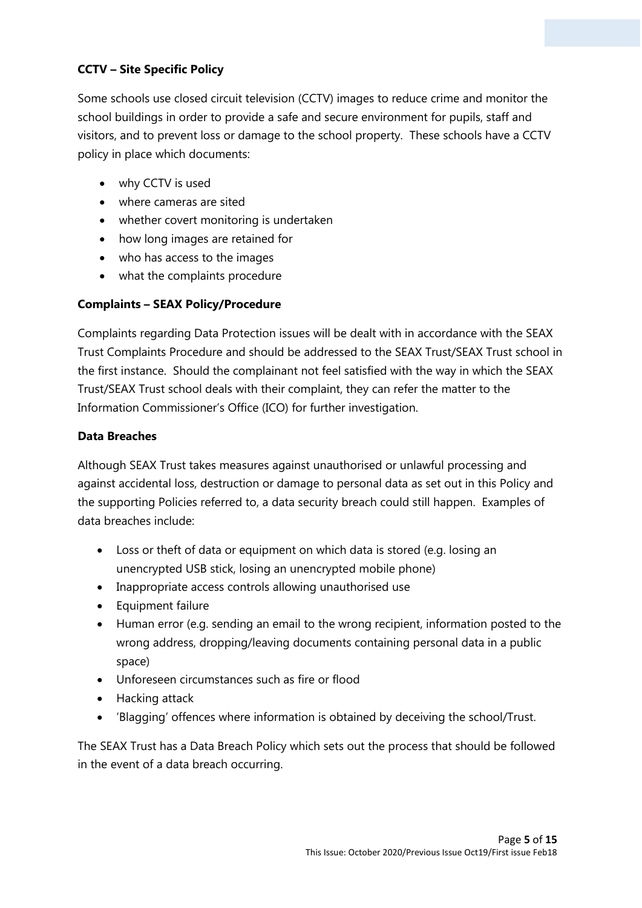**CCTV – Site Specific Policy**

Some schools use closed circuit television (CCTV) images to reduce crime and monitor the school buildings in order to provide a safe and secure environment for pupils, staff and visitors, and to prevent loss or damage to the school property. These schools have a CCTV policy in place which documents:

- why CCTV is used
- where cameras are sited
- whether covert monitoring is undertaken
- how long images are retained for
- who has access to the images
- what the complaints procedure

**Complaints – SEAX Policy/Procedure**

Complaints regarding Data Protection issues will be dealt with in accordance with the SEAX Trust Complaints Procedure and should be addressed to the SEAX Trust/SEAX Trust school in the first instance. Should the complainant not feel satisfied with the way in which the SEAX Trust/SEAX Trust school deals with their complaint, they can refer the matter to the Information Commissioner's Office (ICO) for further investigation.

**Data Breaches**

Although SEAX Trust takes measures against unauthorised or unlawful processing and against accidental loss, destruction or damage to personal data as set out in this Policy and the supporting Policies referred to, a data security breach could still happen. Examples of data breaches include:

- Loss or theft of data or equipment on which data is stored (e.g. losing an unencrypted USB stick, losing an unencrypted mobile phone)
- Inappropriate access controls allowing unauthorised use
- Equipment failure
- Human error (e.g. sending an email to the wrong recipient, information posted to the wrong address, dropping/leaving documents containing personal data in a public space)
- Unforeseen circumstances such as fire or flood
- Hacking attack
- 'Blagging' offences where information is obtained by deceiving the school/Trust.

The SEAX Trust has a Data Breach Policy which sets out the process that should be followed in the event of a data breach occurring.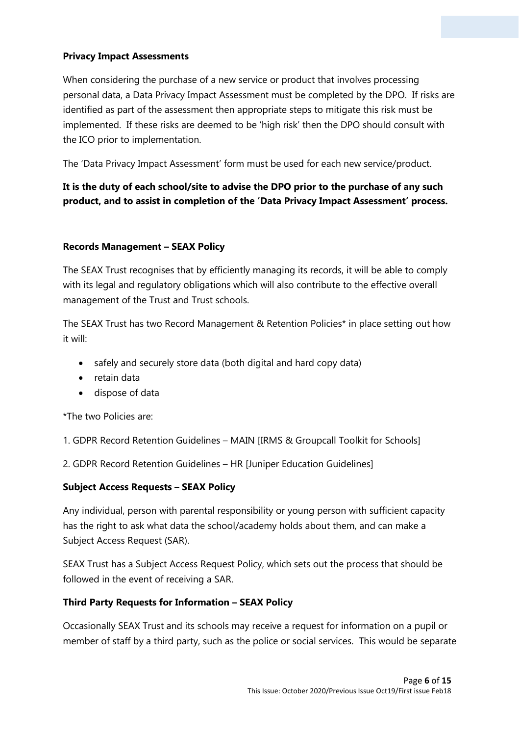**Privacy Impact Assessments**

When considering the purchase of a new service or product that involves processing personal data, a Data Privacy Impact Assessment must be completed by the DPO. If risks are identified as part of the assessment then appropriate steps to mitigate this risk must be implemented. If these risks are deemed to be 'high risk' then the DPO should consult with the ICO prior to implementation.

The 'Data Privacy Impact Assessment' form must be used for each new service/product.

**It is the duty of each school/site to advise the DPO prior to the purchase of any such product, and to assist in completion of the 'Data Privacy Impact Assessment' process.**

**Records Management – SEAX Policy**

The SEAX Trust recognises that by efficiently managing its records, it will be able to comply with its legal and regulatory obligations which will also contribute to the effective overall management of the Trust and Trust schools.

The SEAX Trust has two Record Management & Retention Policies* in place setting out how it will:

- safely and securely store data (both digital and hard copy data)
- retain data
- dispose of data

*The two Policies are:

1. GDPR Record Retention Guidelines – MAIN [IRMS & Groupcall Toolkit for Schools]

2. GDPR Record Retention Guidelines – HR [Juniper Education Guidelines]

**Subject Access Requests – SEAX Policy**

Any individual, person with parental responsibility or young person with sufficient capacity has the right to ask what data the school/academy holds about them, and can make a Subject Access Request (SAR).

SEAX Trust has a Subject Access Request Policy, which sets out the process that should be followed in the event of receiving a SAR.

**Third Party Requests for Information – SEAX Policy**

Occasionally SEAX Trust and its schools may receive a request for information on a pupil or member of staff by a third party, such as the police or social services. This would be separate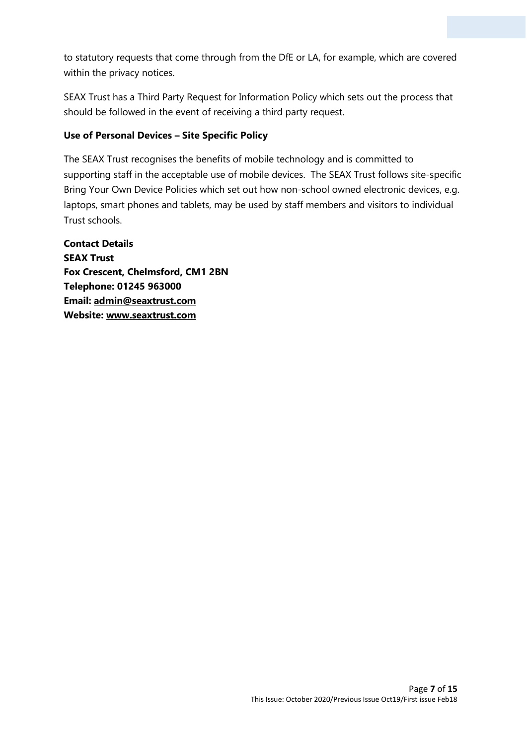to statutory requests that come through from the DfE or LA, for example, which are covered within the privacy notices.

SEAX Trust has a Third Party Request for Information Policy which sets out the process that should be followed in the event of receiving a third party request.

**Use of Personal Devices – Site Specific Policy**

The SEAX Trust recognises the benefits of mobile technology and is committed to supporting staff in the acceptable use of mobile devices. The SEAX Trust follows site-specific Bring Your Own Device Policies which set out how non-school owned electronic devices, e.g. laptops, smart phones and tablets, may be used by staff members and visitors to individual Trust schools.

**Contact Details**
**SEAX Trust**
**Fox Crescent, Chelmsford, CM1 2BN**
**Telephone: 01245 963000**
**Email: admin@seaxtrust.com**
**Website: www.seaxtrust.com**